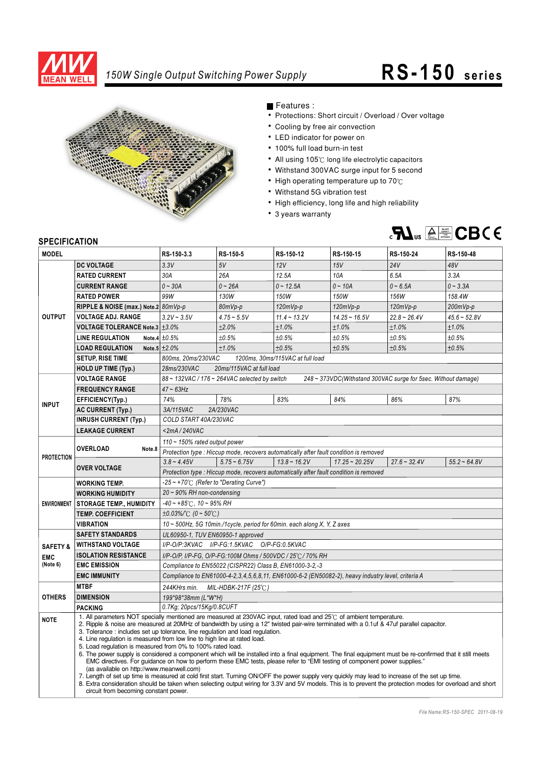# MEAN WELL

## 150W Single Output Switching Power Supply

# RS-150 series

■ Features :

- Protections: Short circuit / Overload / Over voltage
- Cooling by free air convection
- LED indicator for power on
- 100% full load burn-in test
- All using 105℃ long life electrolytic capacitors
- Withstand 300VAC surge input for 5 second
- High operating temperature up to 70℃
- Withstand 5G vibration test
- High efficiency, long life and high reliability
- 3 years warranty

## SPECIFICATION

| MODEL | | RS-150-3.3 | RS-150-5 | RS-150-12 | RS-150-15 | RS-150-24 | RS-150-48 |
|---|---|---|---|---|---|---|---|
| OUTPUT | DC VOLTAGE | 3.3V | 5V | 12V | 15V | 24V | 48V |
| | RATED CURRENT | 30A | 26A | 12.5A | 10A | 6.5A | 3.3A |
| | CURRENT RANGE | 0 ~ 30A | 0 ~ 26A | 0 ~ 12.5A | 0 ~ 10A | 0 ~ 6.5A | 0 ~ 3.3A |
| | RATED POWER | 99W | 130W | 150W | 150W | 156W | 158.4W |
| | RIPPLE & NOISE (max.) Note.2 | 80mVp-p | 80mVp-p | 120mVp-p | 120mVp-p | 120mVp-p | 200mVp-p |
| | VOLTAGE ADJ. RANGE | 3.2V ~ 3.5V | 4.75 ~ 5.5V | 11.4 ~ 13.2V | 14.25 ~ 16.5V | 22.8 ~ 26.4V | 45.6 ~ 52.8V |
| | VOLTAGE TOLERANCE Note.3 | ±3.0% | ±2.0% | ±1.0% | ±1.0% | ±1.0% | ±1.0% |
| | LINE REGULATION Note.4 | ±0.5% | ±0.5% | ±0.5% | ±0.5% | ±0.5% | ±0.5% |
| | LOAD REGULATION Note.5 | ±2.0% | ±1.0% | ±0.5% | ±0.5% | ±0.5% | ±0.5% |
| | SETUP, RISE TIME | 800ms, 20ms/230VAC 1200ms, 30ms/115VAC at full load | | | | | |
| | HOLD UP TIME (Typ.) | 28ms/230VAC 20ms/115VAC at full load | | | | | |
| INPUT | VOLTAGE RANGE | 88 ~ 132VAC / 176 ~ 264VAC selected by switch 248 ~ 373VDC(Withstand 300VAC surge for 5sec. Without damage) | | | | | |
| | FREQUENCY RANGE | 47 ~ 63Hz | | | | | |
| | EFFICIENCY(Typ.) | 74% | 78% | 83% | 84% | 86% | 87% |
| | AC CURRENT (Typ.) | 3A/115VAC 2A/230VAC | | | | | |
| | INRUSH CURRENT (Typ.) | COLD START 40A/230VAC | | | | | |
| | LEAKAGE CURRENT | <2mA / 240VAC | | | | | |
| PROTECTION | OVERLOAD Note.8 | 110 ~ 150% rated output power | | | | | |
| | | Protection type : Hiccup mode, recovers automatically after fault condition is removed | | | | | |
| | OVER VOLTAGE | 3.8 ~ 4.45V | 5.75 ~ 6.75V | 13.8 ~ 16.2V | 17.25 ~ 20.25V | 27.6 ~ 32.4V | 55.2 ~ 64.8V |
| | | Protection type : Hiccup mode, recovers automatically after fault condition is removed | | | | | |
| ENVIRONMENT | WORKING TEMP. | -25 ~ +70℃ (Refer to "Derating Curve") | | | | | |
| | WORKING HUMIDITY | 20 ~ 90% RH non-condensing | | | | | |
| | STORAGE TEMP., HUMIDITY | -40 ~ +85℃, 10 ~ 95% RH | | | | | |
| | TEMP. COEFFICIENT | ±0.03%/℃ (0 ~ 50℃) | | | | | |
| | VIBRATION | 10 ~ 500Hz, 5G 10min./1cycle, period for 60min. each along X, Y, Z axes | | | | | |
| SAFETY & EMC (Note 6) | SAFETY STANDARDS | UL60950-1, TUV EN60950-1 approved | | | | | |
| | WITHSTAND VOLTAGE | I/P-O/P:3KVAC I/P-FG:1.5KVAC O/P-FG:0.5KVAC | | | | | |
| | ISOLATION RESISTANCE | I/P-O/P, I/P-FG, O/P-FG:100M Ohms / 500VDC / 25℃ / 70% RH | | | | | |
| | EMC EMISSION | Compliance to EN55022 (CISPR22) Class B, EN61000-3-2,-3 | | | | | |
| | EMC IMMUNITY | Compliance to EN61000-4-2,3,4,5,6,8,11, EN61000-6-2 (EN50082-2), heavy industry level, criteria A | | | | | |
| OTHERS | MTBF | 244KHrs min. MIL-HDBK-217F (25℃) | | | | | |
| | DIMENSION | 199*98*38mm (L*W*H) | | | | | |
| | PACKING | 0.7Kg; 20pcs/15Kg/0.8CUFT | | | | | |

**NOTE**

1. All parameters NOT specially mentioned are measured at 230VAC input, rated load and 25℃ of ambient temperature.
2. Ripple & noise are measured at 20MHz of bandwidth by using a 12" twisted pair-wire terminated with a 0.1uf & 47uf parallel capacitor.
3. Tolerance : includes set up tolerance, line regulation and load regulation.
4. Line regulation is measured from low line to high line at rated load.
5. Load regulation is measured from 0% to 100% rated load.
6. The power supply is considered a component which will be installed into a final equipment. The final equipment must be re-confirmed that it still meets EMC directives. For guidance on how to perform these EMC tests, please refer to "EMI testing of component power supplies." (as available on http://www.meanwell.com)
7. Length of set up time is measured at cold first start. Turning ON/OFF the power supply very quickly may lead to increase of the set up time.
8. Extra consideration should be taken when selecting output wiring for 3.3V and 5V models. This is to prevent the protection modes for overload and short circuit from becoming constant power.

File Name:RS-150-SPEC 2011-08-19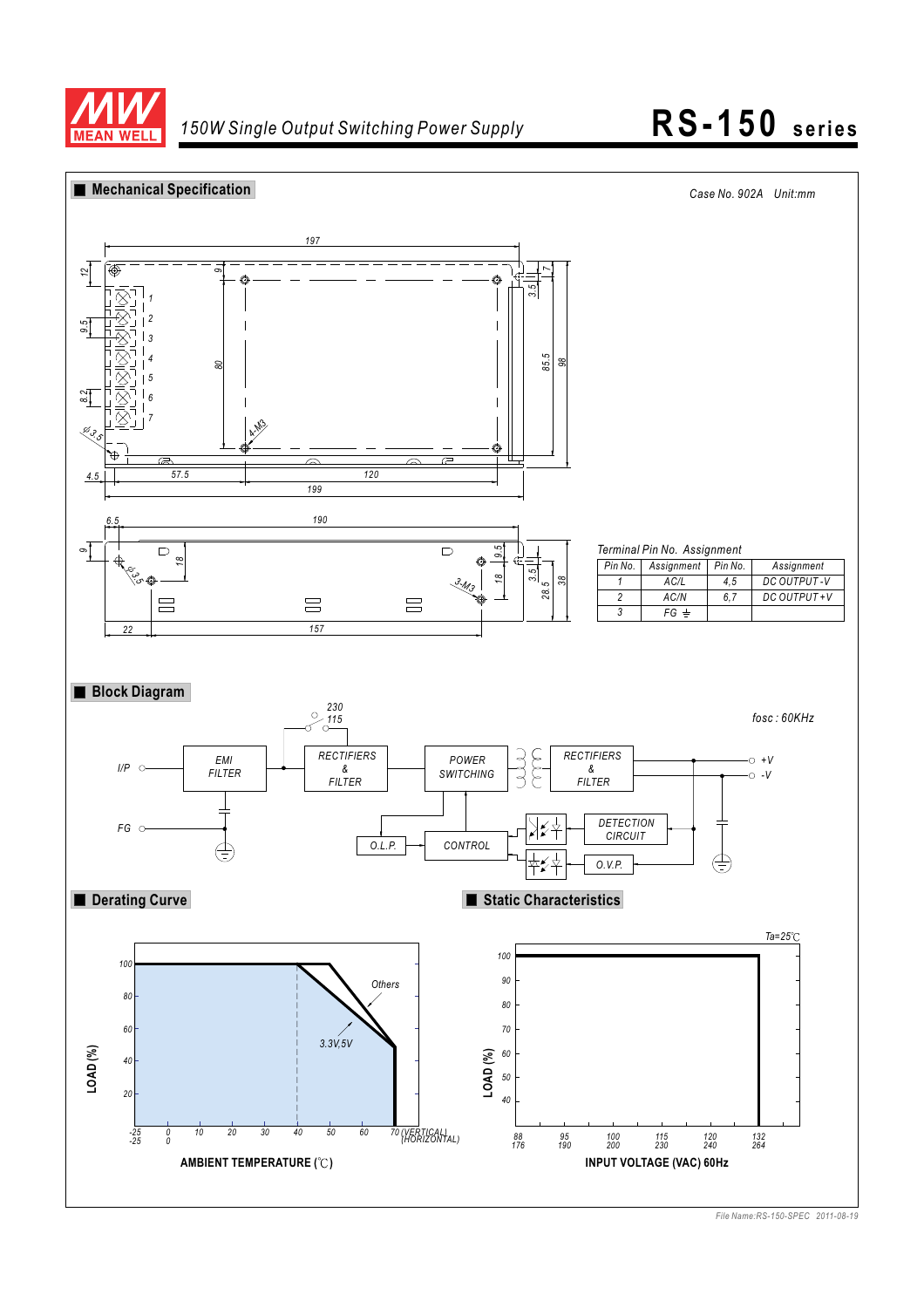# 150W Single Output Switching Power Supply

# RS-150 series

## Mechanical Specification

Case No. 902A Unit:mm

197

12

9.5

8.2

$\phi$3.5

9

80

4-M3

7

3.5

85.5

98

4.5

57.5

120

199

1
2
3
4
5
6
7

6.5

190

9

18

$\phi$3.5

3-M3

9.5

18

3.5

28.5

38

22

157

Terminal Pin No. Assignment

| Pin No. | Assignment | Pin No. | Assignment |
|---|---|---|---|
| 1 | AC/L | 4,5 | DC OUTPUT -V |
| 2 | AC/N | 6,7 | DC OUTPUT +V |
| 3 | FG ⏚ | | |

## Block Diagram

fosc : 60KHz

230
115

I/P

FG

EMI FILTER

RECTIFIERS & FILTER

POWER SWITCHING

RECTIFIERS & FILTER

+V
-V

DETECTION CIRCUIT

O.L.P.

CONTROL

O.V.P.

## Derating Curve

LOAD (%)

100
80
60
40
20

-25 0 10 20 30 40 50 60 70 (VERTICAL)
-25 0 (HORIZONTAL)

Others

3.3V,5V

AMBIENT TEMPERATURE (℃)

## Static Characteristics

Ta=25℃

LOAD (%)

100
90
80
70
60
50
40

88 95 100 115 120 132
176 190 200 230 240 264

INPUT VOLTAGE (VAC) 60Hz

File Name:RS-150-SPEC 2011-08-19